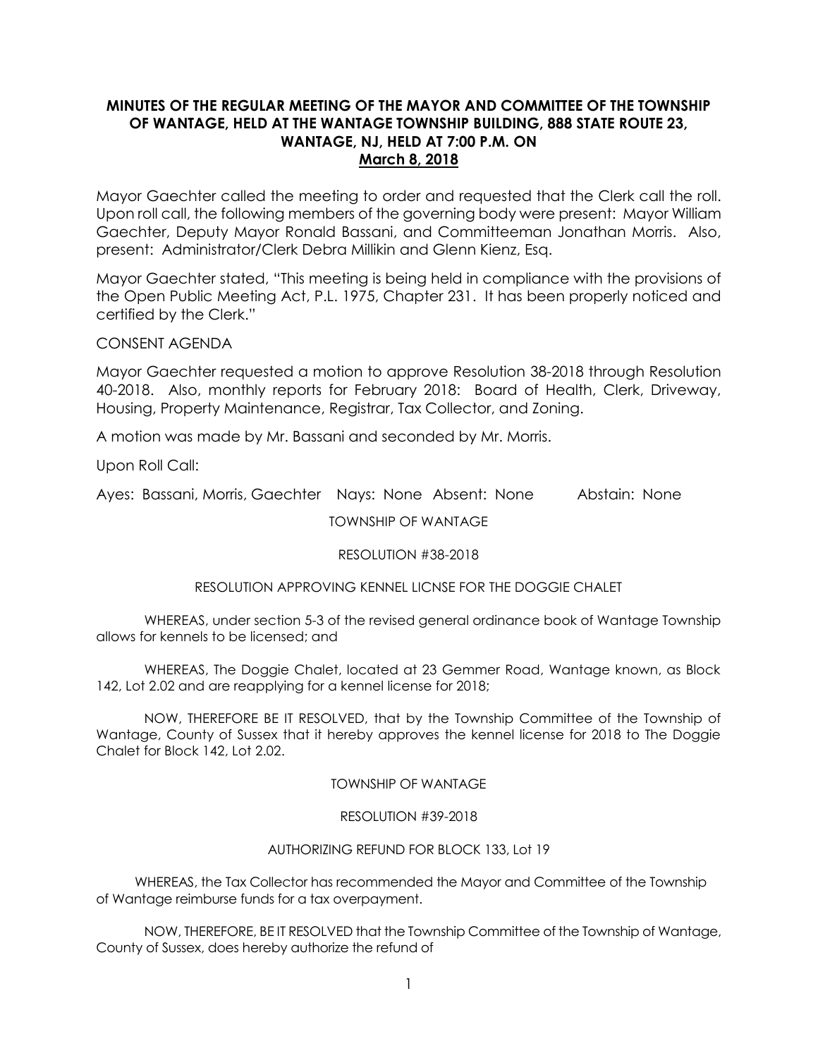**MINUTES OF THE REGULAR MEETING OF THE MAYOR AND COMMITTEE OF THE TOWNSHIP OF WANTAGE, HELD AT THE WANTAGE TOWNSHIP BUILDING, 888 STATE ROUTE 23, WANTAGE, NJ, HELD AT 7:00 P.M. ON**
**March 8, 2018**

Mayor Gaechter called the meeting to order and requested that the Clerk call the roll. Upon roll call, the following members of the governing body were present: Mayor William Gaechter, Deputy Mayor Ronald Bassani, and Committeeman Jonathan Morris. Also, present: Administrator/Clerk Debra Millikin and Glenn Kienz, Esq.

Mayor Gaechter stated, "This meeting is being held in compliance with the provisions of the Open Public Meeting Act, P.L. 1975, Chapter 231. It has been properly noticed and certified by the Clerk."

CONSENT AGENDA

Mayor Gaechter requested a motion to approve Resolution 38-2018 through Resolution 40-2018. Also, monthly reports for February 2018: Board of Health, Clerk, Driveway, Housing, Property Maintenance, Registrar, Tax Collector, and Zoning.

A motion was made by Mr. Bassani and seconded by Mr. Morris.

Upon Roll Call:

Ayes: Bassani, Morris, Gaechter Nays: None Absent: None Abstain: None

TOWNSHIP OF WANTAGE

RESOLUTION #38-2018

RESOLUTION APPROVING KENNEL LICNSE FOR THE DOGGIE CHALET

WHEREAS, under section 5-3 of the revised general ordinance book of Wantage Township allows for kennels to be licensed; and

WHEREAS, The Doggie Chalet, located at 23 Gemmer Road, Wantage known, as Block 142, Lot 2.02 and are reapplying for a kennel license for 2018;

NOW, THEREFORE BE IT RESOLVED, that by the Township Committee of the Township of Wantage, County of Sussex that it hereby approves the kennel license for 2018 to The Doggie Chalet for Block 142, Lot 2.02.

TOWNSHIP OF WANTAGE

RESOLUTION #39-2018

AUTHORIZING REFUND FOR BLOCK 133, Lot 19

WHEREAS, the Tax Collector has recommended the Mayor and Committee of the Township of Wantage reimburse funds for a tax overpayment.

NOW, THEREFORE, BE IT RESOLVED that the Township Committee of the Township of Wantage, County of Sussex, does hereby authorize the refund of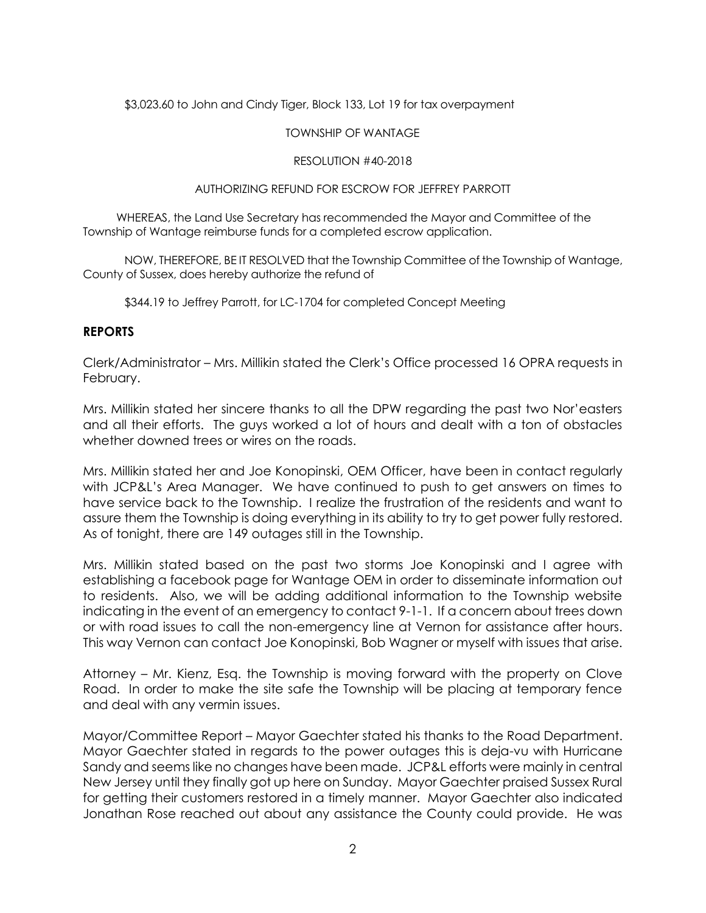$3,023.60 to John and Cindy Tiger, Block 133, Lot 19 for tax overpayment

TOWNSHIP OF WANTAGE

RESOLUTION #40-2018

AUTHORIZING REFUND FOR ESCROW FOR JEFFREY PARROTT

WHEREAS, the Land Use Secretary has recommended the Mayor and Committee of the Township of Wantage reimburse funds for a completed escrow application.

NOW, THEREFORE, BE IT RESOLVED that the Township Committee of the Township of Wantage, County of Sussex, does hereby authorize the refund of

$344.19 to Jeffrey Parrott, for LC-1704 for completed Concept Meeting

## REPORTS

Clerk/Administrator – Mrs. Millikin stated the Clerk's Office processed 16 OPRA requests in February.

Mrs. Millikin stated her sincere thanks to all the DPW regarding the past two Nor'easters and all their efforts. The guys worked a lot of hours and dealt with a ton of obstacles whether downed trees or wires on the roads.

Mrs. Millikin stated her and Joe Konopinski, OEM Officer, have been in contact regularly with JCP&L's Area Manager. We have continued to push to get answers on times to have service back to the Township. I realize the frustration of the residents and want to assure them the Township is doing everything in its ability to try to get power fully restored. As of tonight, there are 149 outages still in the Township.

Mrs. Millikin stated based on the past two storms Joe Konopinski and I agree with establishing a facebook page for Wantage OEM in order to disseminate information out to residents. Also, we will be adding additional information to the Township website indicating in the event of an emergency to contact 9-1-1. If a concern about trees down or with road issues to call the non-emergency line at Vernon for assistance after hours. This way Vernon can contact Joe Konopinski, Bob Wagner or myself with issues that arise.

Attorney – Mr. Kienz, Esq. the Township is moving forward with the property on Clove Road. In order to make the site safe the Township will be placing at temporary fence and deal with any vermin issues.

Mayor/Committee Report – Mayor Gaechter stated his thanks to the Road Department. Mayor Gaechter stated in regards to the power outages this is deja-vu with Hurricane Sandy and seems like no changes have been made. JCP&L efforts were mainly in central New Jersey until they finally got up here on Sunday. Mayor Gaechter praised Sussex Rural for getting their customers restored in a timely manner. Mayor Gaechter also indicated Jonathan Rose reached out about any assistance the County could provide. He was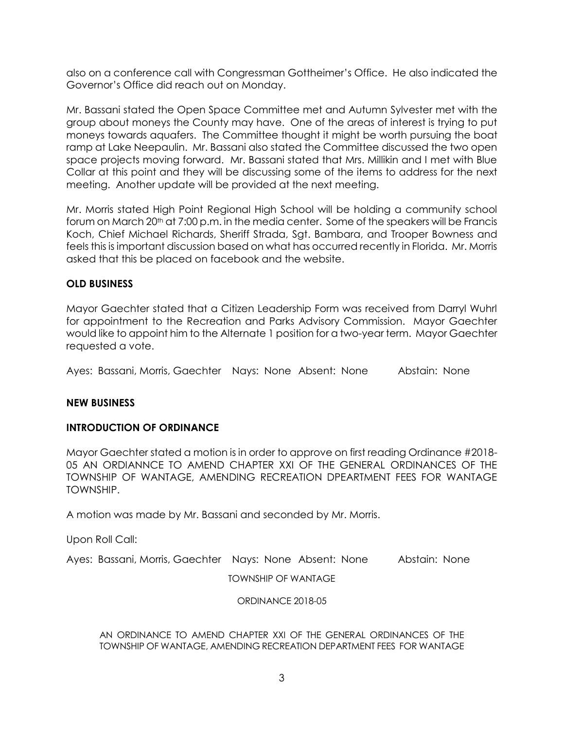also on a conference call with Congressman Gottheimer's Office. He also indicated the Governor's Office did reach out on Monday.

Mr. Bassani stated the Open Space Committee met and Autumn Sylvester met with the group about moneys the County may have. One of the areas of interest is trying to put moneys towards aquafers. The Committee thought it might be worth pursuing the boat ramp at Lake Neepaulin. Mr. Bassani also stated the Committee discussed the two open space projects moving forward. Mr. Bassani stated that Mrs. Millikin and I met with Blue Collar at this point and they will be discussing some of the items to address for the next meeting. Another update will be provided at the next meeting.

Mr. Morris stated High Point Regional High School will be holding a community school forum on March 20th at 7:00 p.m. in the media center. Some of the speakers will be Francis Koch, Chief Michael Richards, Sheriff Strada, Sgt. Bambara, and Trooper Bowness and feels this is important discussion based on what has occurred recently in Florida. Mr. Morris asked that this be placed on facebook and the website.

## OLD BUSINESS

Mayor Gaechter stated that a Citizen Leadership Form was received from Darryl Wuhrl for appointment to the Recreation and Parks Advisory Commission. Mayor Gaechter would like to appoint him to the Alternate 1 position for a two-year term. Mayor Gaechter requested a vote.

Ayes: Bassani, Morris, Gaechter Nays: None Absent: None Abstain: None

## NEW BUSINESS

## INTRODUCTION OF ORDINANCE

Mayor Gaechter stated a motion is in order to approve on first reading Ordinance #2018-05 AN ORDIANNCE TO AMEND CHAPTER XXI OF THE GENERAL ORDINANCES OF THE TOWNSHIP OF WANTAGE, AMENDING RECREATION DPEARTMENT FEES FOR WANTAGE TOWNSHIP.

A motion was made by Mr. Bassani and seconded by Mr. Morris.

Upon Roll Call:

Ayes: Bassani, Morris, Gaechter Nays: None Absent: None Abstain: None

TOWNSHIP OF WANTAGE

ORDINANCE 2018-05

AN ORDINANCE TO AMEND CHAPTER XXI OF THE GENERAL ORDINANCES OF THE TOWNSHIP OF WANTAGE, AMENDING RECREATION DEPARTMENT FEES FOR WANTAGE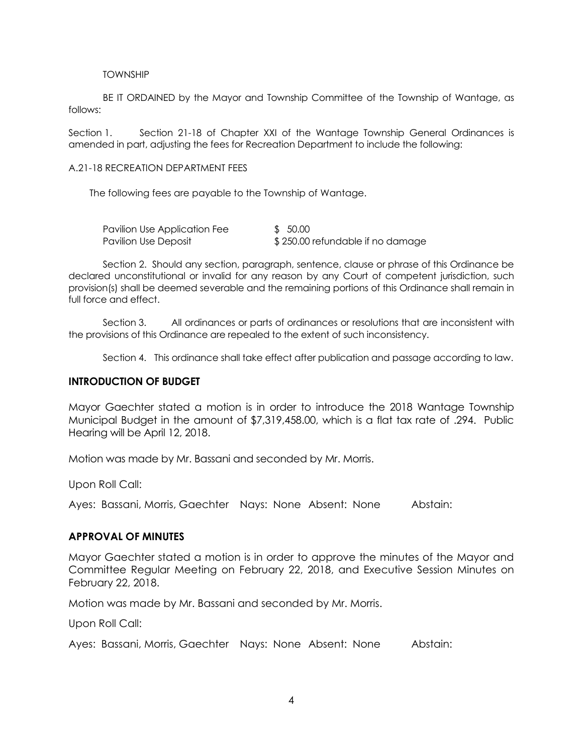TOWNSHIP

BE IT ORDAINED by the Mayor and Township Committee of the Township of Wantage, as follows:

Section 1. Section 21-18 of Chapter XXI of the Wantage Township General Ordinances is amended in part, adjusting the fees for Recreation Department to include the following:

A.21-18 RECREATION DEPARTMENT FEES

The following fees are payable to the Township of Wantage.

| | |
|---|---|
| Pavilion Use Application Fee | $ 50.00 |
| Pavilion Use Deposit | $ 250.00 refundable if no damage |

Section 2. Should any section, paragraph, sentence, clause or phrase of this Ordinance be declared unconstitutional or invalid for any reason by any Court of competent jurisdiction, such provision(s) shall be deemed severable and the remaining portions of this Ordinance shall remain in full force and effect.

Section 3. All ordinances or parts of ordinances or resolutions that are inconsistent with the provisions of this Ordinance are repealed to the extent of such inconsistency.

Section 4. This ordinance shall take effect after publication and passage according to law.

## INTRODUCTION OF BUDGET

Mayor Gaechter stated a motion is in order to introduce the 2018 Wantage Township Municipal Budget in the amount of $7,319,458.00, which is a flat tax rate of .294. Public Hearing will be April 12, 2018.

Motion was made by Mr. Bassani and seconded by Mr. Morris.

Upon Roll Call:

Ayes: Bassani, Morris, Gaechter Nays: None Absent: None Abstain:

## APPROVAL OF MINUTES

Mayor Gaechter stated a motion is in order to approve the minutes of the Mayor and Committee Regular Meeting on February 22, 2018, and Executive Session Minutes on February 22, 2018.

Motion was made by Mr. Bassani and seconded by Mr. Morris.

Upon Roll Call:

Ayes: Bassani, Morris, Gaechter Nays: None Absent: None Abstain: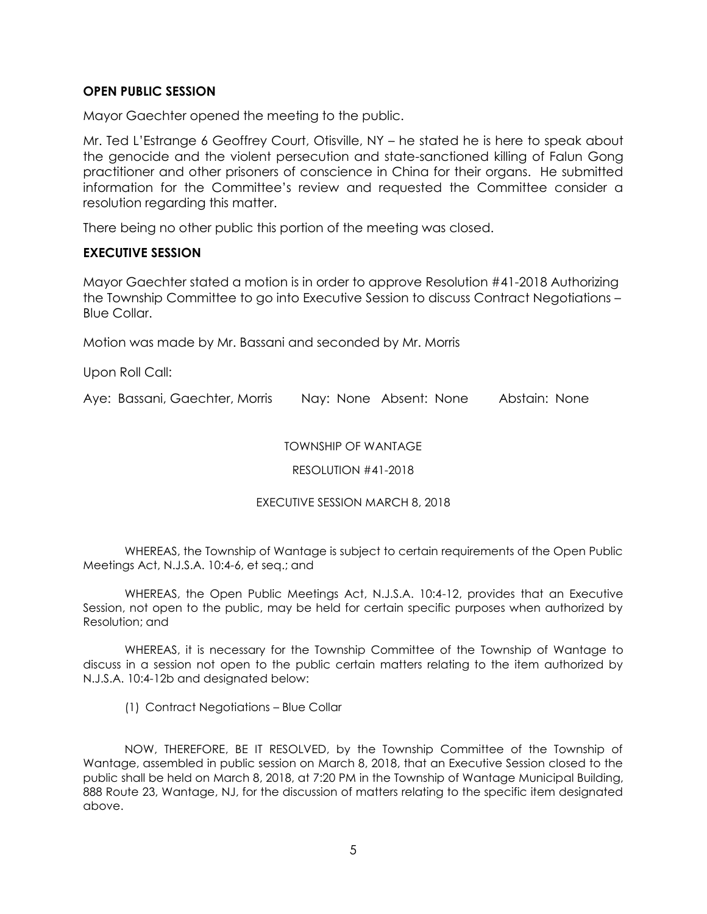**OPEN PUBLIC SESSION**

Mayor Gaechter opened the meeting to the public.

Mr. Ted L'Estrange 6 Geoffrey Court, Otisville, NY – he stated he is here to speak about the genocide and the violent persecution and state-sanctioned killing of Falun Gong practitioner and other prisoners of conscience in China for their organs. He submitted information for the Committee's review and requested the Committee consider a resolution regarding this matter.

There being no other public this portion of the meeting was closed.

**EXECUTIVE SESSION**

Mayor Gaechter stated a motion is in order to approve Resolution #41-2018 Authorizing the Township Committee to go into Executive Session to discuss Contract Negotiations – Blue Collar.

Motion was made by Mr. Bassani and seconded by Mr. Morris

Upon Roll Call:

Aye: Bassani, Gaechter, Morris Nay: None Absent: None Abstain: None

TOWNSHIP OF WANTAGE

RESOLUTION #41-2018

EXECUTIVE SESSION MARCH 8, 2018

WHEREAS, the Township of Wantage is subject to certain requirements of the Open Public Meetings Act, N.J.S.A. 10:4-6, et seq.; and

WHEREAS, the Open Public Meetings Act, N.J.S.A. 10:4-12, provides that an Executive Session, not open to the public, may be held for certain specific purposes when authorized by Resolution; and

WHEREAS, it is necessary for the Township Committee of the Township of Wantage to discuss in a session not open to the public certain matters relating to the item authorized by N.J.S.A. 10:4-12b and designated below:

(1) Contract Negotiations – Blue Collar

NOW, THEREFORE, BE IT RESOLVED, by the Township Committee of the Township of Wantage, assembled in public session on March 8, 2018, that an Executive Session closed to the public shall be held on March 8, 2018, at 7:20 PM in the Township of Wantage Municipal Building, 888 Route 23, Wantage, NJ, for the discussion of matters relating to the specific item designated above.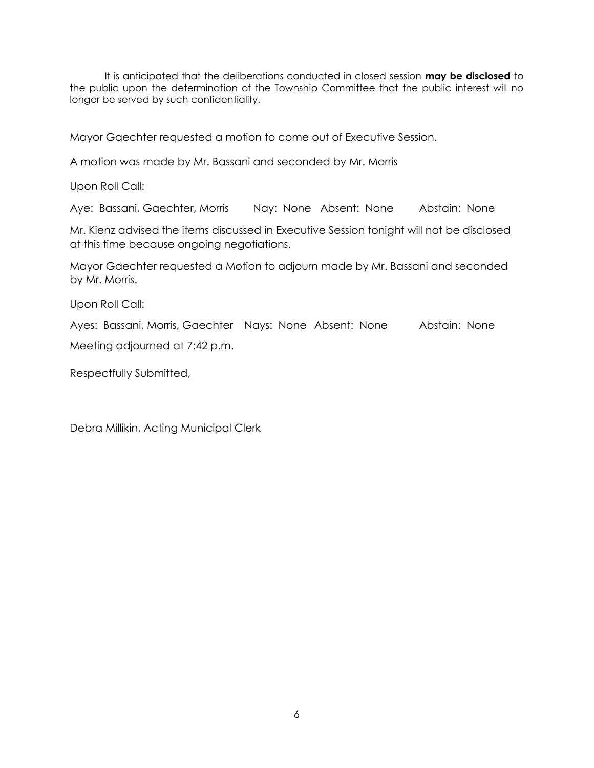It is anticipated that the deliberations conducted in closed session **may be disclosed** to the public upon the determination of the Township Committee that the public interest will no longer be served by such confidentiality.

Mayor Gaechter requested a motion to come out of Executive Session.

A motion was made by Mr. Bassani and seconded by Mr. Morris

Upon Roll Call:

Aye: Bassani, Gaechter, Morris Nay: None Absent: None Abstain: None

Mr. Kienz advised the items discussed in Executive Session tonight will not be disclosed at this time because ongoing negotiations.

Mayor Gaechter requested a Motion to adjourn made by Mr. Bassani and seconded by Mr. Morris.

Upon Roll Call:

Ayes: Bassani, Morris, Gaechter Nays: None Absent: None Abstain: None

Meeting adjourned at 7:42 p.m.

Respectfully Submitted,

Debra Millikin, Acting Municipal Clerk